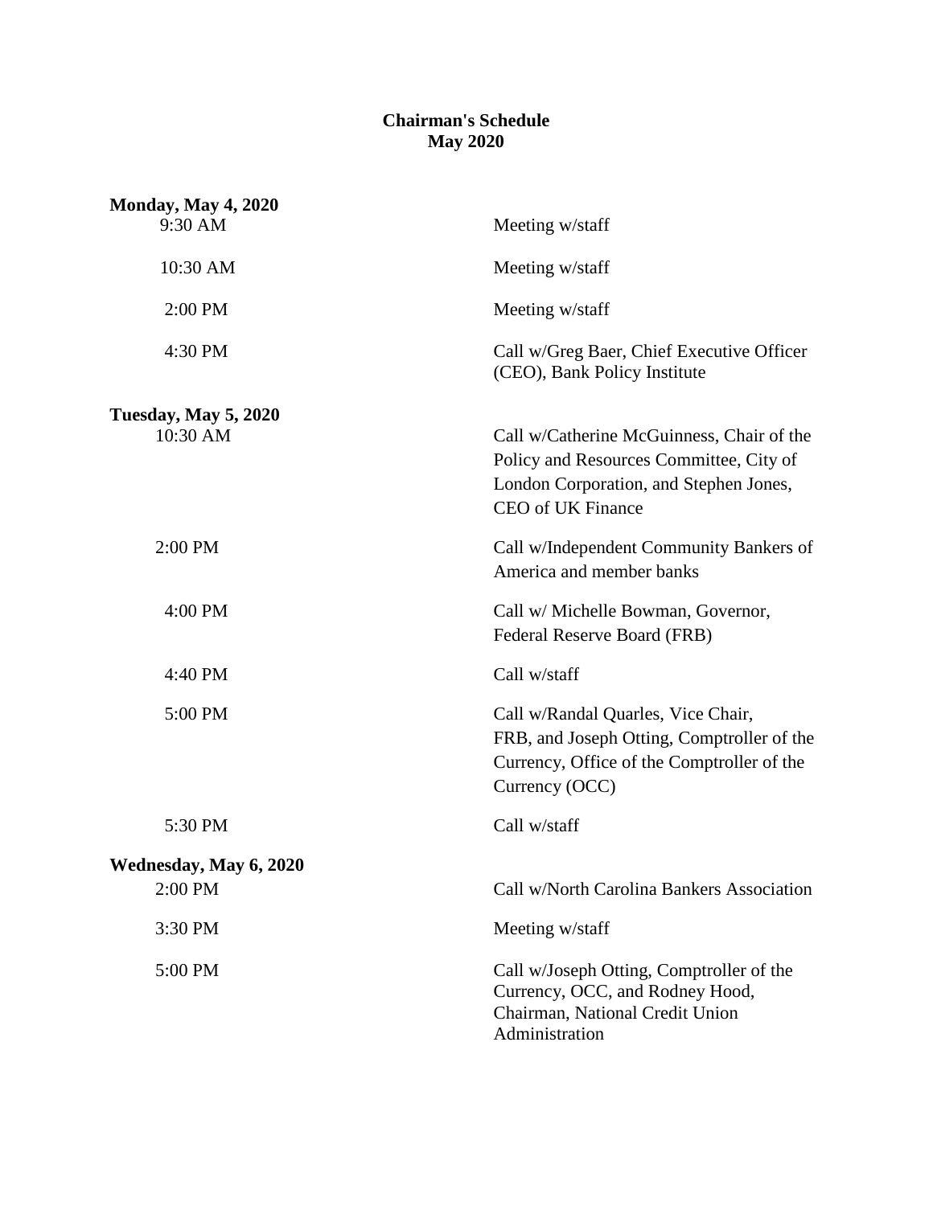# Chairman's Schedule
## May 2020

**Monday, May 4, 2020**

| | |
|---|---|
| 9:30 AM | Meeting w/staff |
| 10:30 AM | Meeting w/staff |
| 2:00 PM | Meeting w/staff |
| 4:30 PM | Call w/Greg Baer, Chief Executive Officer (CEO), Bank Policy Institute |

**Tuesday, May 5, 2020**

| | |
|---|---|
| 10:30 AM | Call w/Catherine McGuinness, Chair of the Policy and Resources Committee, City of London Corporation, and Stephen Jones, CEO of UK Finance |
| 2:00 PM | Call w/Independent Community Bankers of America and member banks |
| 4:00 PM | Call w/ Michelle Bowman, Governor, Federal Reserve Board (FRB) |
| 4:40 PM | Call w/staff |
| 5:00 PM | Call w/Randal Quarles, Vice Chair, FRB, and Joseph Otting, Comptroller of the Currency, Office of the Comptroller of the Currency (OCC) |
| 5:30 PM | Call w/staff |

**Wednesday, May 6, 2020**

| | |
|---|---|
| 2:00 PM | Call w/North Carolina Bankers Association |
| 3:30 PM | Meeting w/staff |
| 5:00 PM | Call w/Joseph Otting, Comptroller of the Currency, OCC, and Rodney Hood, Chairman, National Credit Union Administration |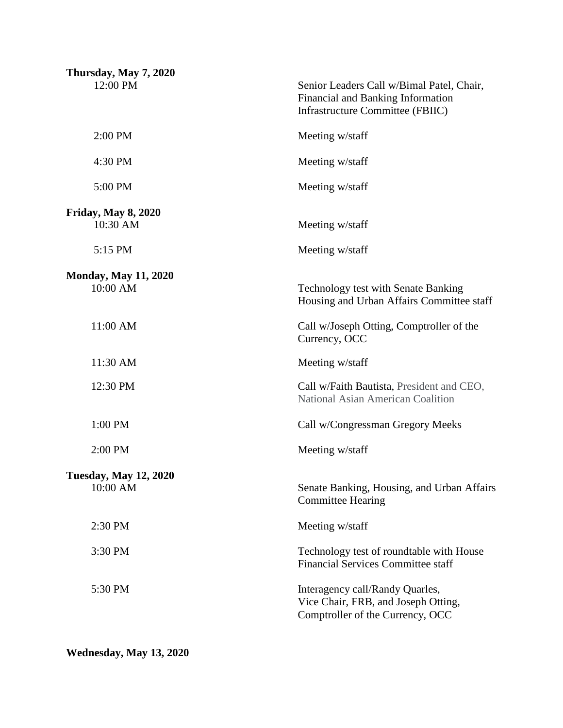**Thursday, May 7, 2020**

| | |
|---|---|
| 12:00 PM | Senior Leaders Call w/Bimal Patel, Chair, Financial and Banking Information Infrastructure Committee (FBIIC) |
| 2:00 PM | Meeting w/staff |
| 4:30 PM | Meeting w/staff |
| 5:00 PM | Meeting w/staff |

**Friday, May 8, 2020**

| | |
|---|---|
| 10:30 AM | Meeting w/staff |
| 5:15 PM | Meeting w/staff |

**Monday, May 11, 2020**

| | |
|---|---|
| 10:00 AM | Technology test with Senate Banking Housing and Urban Affairs Committee staff |
| 11:00 AM | Call w/Joseph Otting, Comptroller of the Currency, OCC |
| 11:30 AM | Meeting w/staff |
| 12:30 PM | Call w/Faith Bautista, President and CEO, National Asian American Coalition |
| 1:00 PM | Call w/Congressman Gregory Meeks |
| 2:00 PM | Meeting w/staff |

**Tuesday, May 12, 2020**

| | |
|---|---|
| 10:00 AM | Senate Banking, Housing, and Urban Affairs Committee Hearing |
| 2:30 PM | Meeting w/staff |
| 3:30 PM | Technology test of roundtable with House Financial Services Committee staff |
| 5:30 PM | Interagency call/Randy Quarles, Vice Chair, FRB, and Joseph Otting, Comptroller of the Currency, OCC |

**Wednesday, May 13, 2020**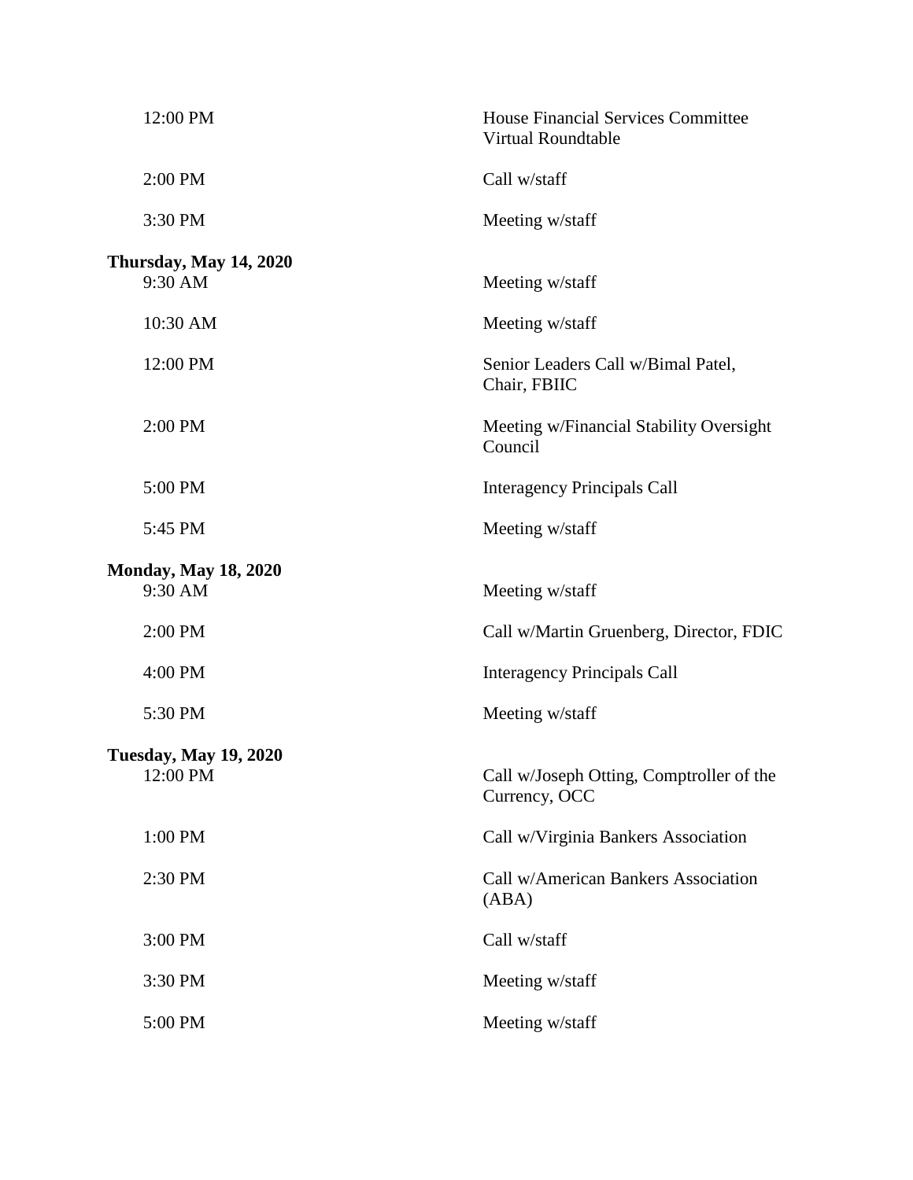12:00 PM House Financial Services Committee Virtual Roundtable

2:00 PM Call w/staff

3:30 PM Meeting w/staff

**Thursday, May 14, 2020**

9:30 AM Meeting w/staff

10:30 AM Meeting w/staff

12:00 PM Senior Leaders Call w/Bimal Patel, Chair, FBIIC

2:00 PM Meeting w/Financial Stability Oversight Council

5:00 PM Interagency Principals Call

5:45 PM Meeting w/staff

**Monday, May 18, 2020**

9:30 AM Meeting w/staff

2:00 PM Call w/Martin Gruenberg, Director, FDIC

4:00 PM Interagency Principals Call

5:30 PM Meeting w/staff

**Tuesday, May 19, 2020**

12:00 PM Call w/Joseph Otting, Comptroller of the Currency, OCC

1:00 PM Call w/Virginia Bankers Association

2:30 PM Call w/American Bankers Association (ABA)

3:00 PM Call w/staff

3:30 PM Meeting w/staff

5:00 PM Meeting w/staff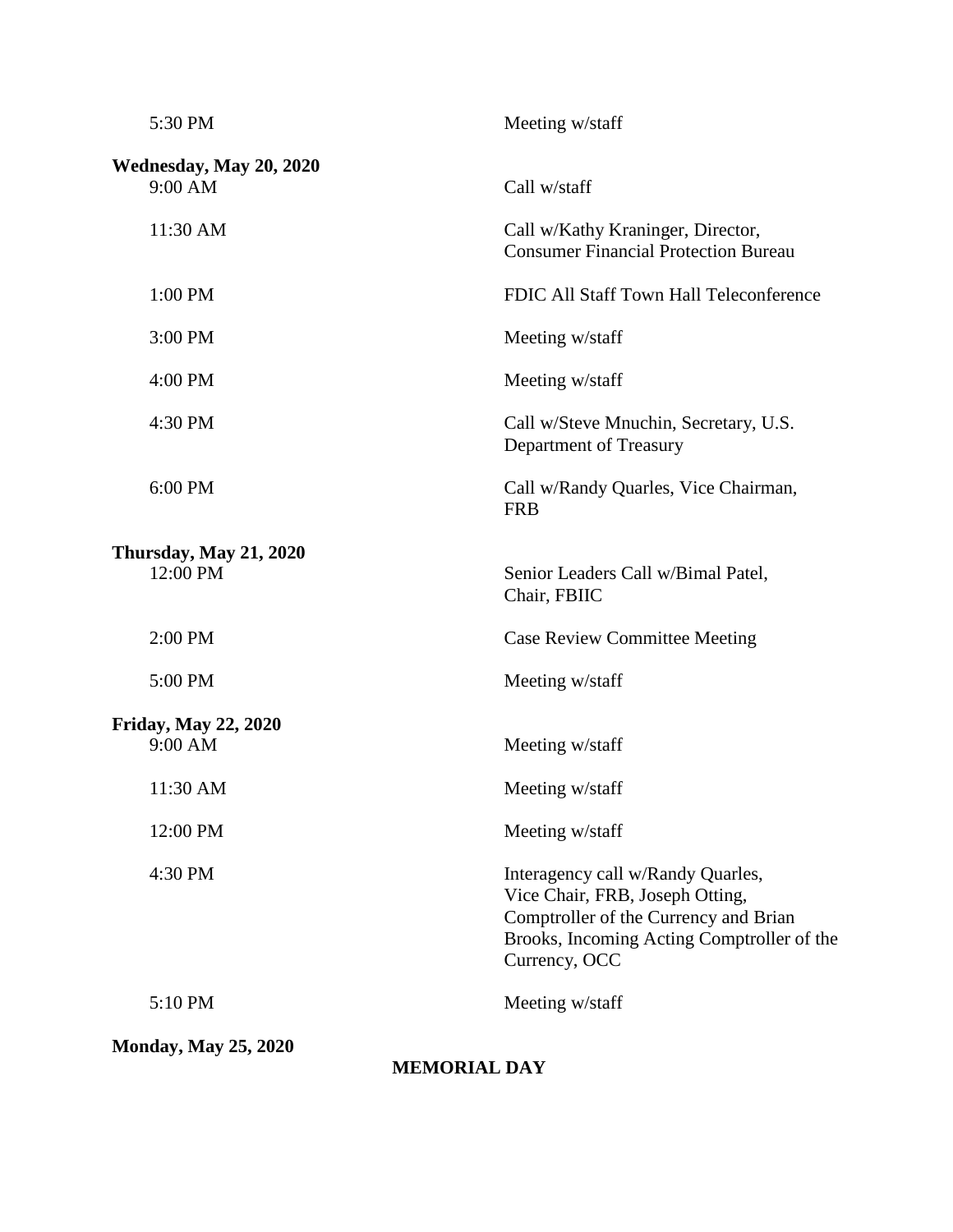| | |
|---|---|
| 5:30 PM | Meeting w/staff |
| **Wednesday, May 20, 2020** | |
| 9:00 AM | Call w/staff |
| 11:30 AM | Call w/Kathy Kraninger, Director, Consumer Financial Protection Bureau |
| 1:00 PM | FDIC All Staff Town Hall Teleconference |
| 3:00 PM | Meeting w/staff |
| 4:00 PM | Meeting w/staff |
| 4:30 PM | Call w/Steve Mnuchin, Secretary, U.S. Department of Treasury |
| 6:00 PM | Call w/Randy Quarles, Vice Chairman, FRB |
| **Thursday, May 21, 2020** | |
| 12:00 PM | Senior Leaders Call w/Bimal Patel, Chair, FBIIC |
| 2:00 PM | Case Review Committee Meeting |
| 5:00 PM | Meeting w/staff |
| **Friday, May 22, 2020** | |
| 9:00 AM | Meeting w/staff |
| 11:30 AM | Meeting w/staff |
| 12:00 PM | Meeting w/staff |
| 4:30 PM | Interagency call w/Randy Quarles, Vice Chair, FRB, Joseph Otting, Comptroller of the Currency and Brian Brooks, Incoming Acting Comptroller of the Currency, OCC |
| 5:10 PM | Meeting w/staff |

**Monday, May 25, 2020**

**MEMORIAL DAY**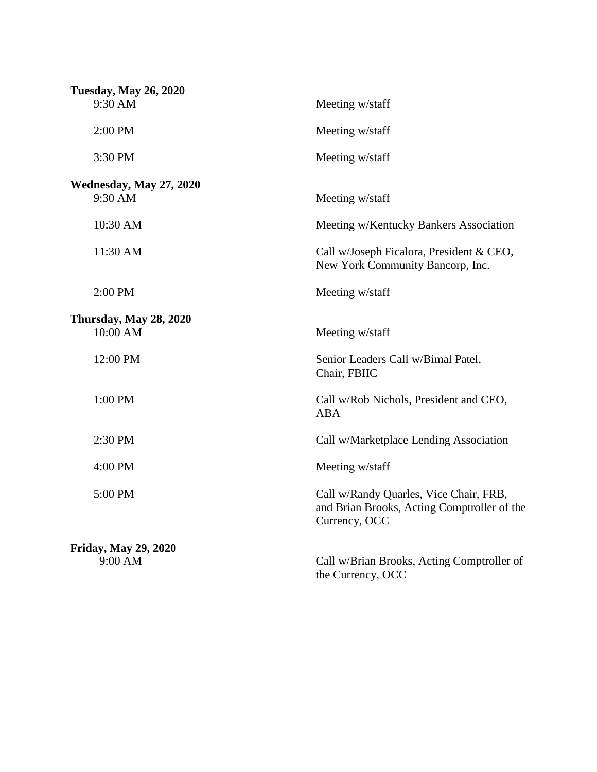**Tuesday, May 26, 2020**

| | |
|---|---|
| 9:30 AM | Meeting w/staff |
| 2:00 PM | Meeting w/staff |
| 3:30 PM | Meeting w/staff |

**Wednesday, May 27, 2020**

| | |
|---|---|
| 9:30 AM | Meeting w/staff |
| 10:30 AM | Meeting w/Kentucky Bankers Association |
| 11:30 AM | Call w/Joseph Ficalora, President & CEO, New York Community Bancorp, Inc. |
| 2:00 PM | Meeting w/staff |

**Thursday, May 28, 2020**

| | |
|---|---|
| 10:00 AM | Meeting w/staff |
| 12:00 PM | Senior Leaders Call w/Bimal Patel, Chair, FBIIC |
| 1:00 PM | Call w/Rob Nichols, President and CEO, ABA |
| 2:30 PM | Call w/Marketplace Lending Association |
| 4:00 PM | Meeting w/staff |
| 5:00 PM | Call w/Randy Quarles, Vice Chair, FRB, and Brian Brooks, Acting Comptroller of the Currency, OCC |

**Friday, May 29, 2020**

| | |
|---|---|
| 9:00 AM | Call w/Brian Brooks, Acting Comptroller of the Currency, OCC |